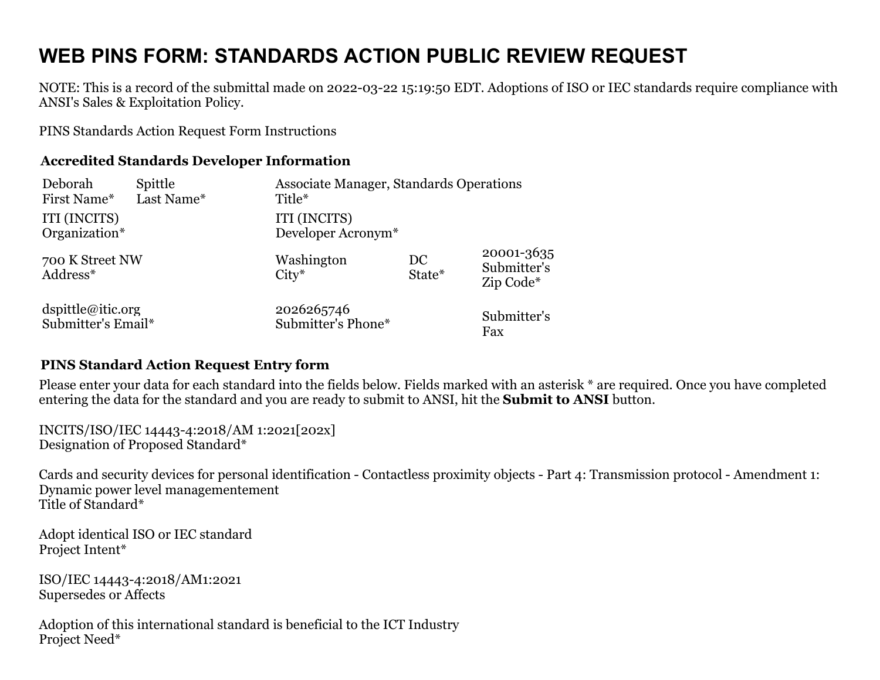# WEB PINS FORM: STANDARDS ACTION PUBLIC REVIEW REQUEST

NOTE: This is a record of the submittal made on 2022-03-22 15:19:50 EDT. Adoptions of ISO or IEC standards require compliance with ANSI's Sales & Exploitation Policy.

PINS Standards Action Request Form Instructions

### Accredited Standards Developer Information

| | | | | |
|---|---|---|---|---|
| Deborah<br>First Name* | Spittle<br>Last Name* | Associate Manager, Standards Operations<br>Title* | | |
| ITI (INCITS)<br>Organization* | | ITI (INCITS)<br>Developer Acronym* | | |
| 700 K Street NW<br>Address* | | Washington<br>City* | DC<br>State* | 20001-3635<br>Submitter's Zip Code* |
| dspittle@itic.org<br>Submitter's Email* | | 2026265746<br>Submitter's Phone* | | Submitter's Fax |

### PINS Standard Action Request Entry form

Please enter your data for each standard into the fields below. Fields marked with an asterisk * are required. Once you have completed entering the data for the standard and you are ready to submit to ANSI, hit the **Submit to ANSI** button.

INCITS/ISO/IEC 14443-4:2018/AM 1:2021[202x]
Designation of Proposed Standard*

Cards and security devices for personal identification - Contactless proximity objects - Part 4: Transmission protocol - Amendment 1: Dynamic power level managementement
Title of Standard*

Adopt identical ISO or IEC standard
Project Intent*

ISO/IEC 14443-4:2018/AM1:2021
Supersedes or Affects

Adoption of this international standard is beneficial to the ICT Industry
Project Need*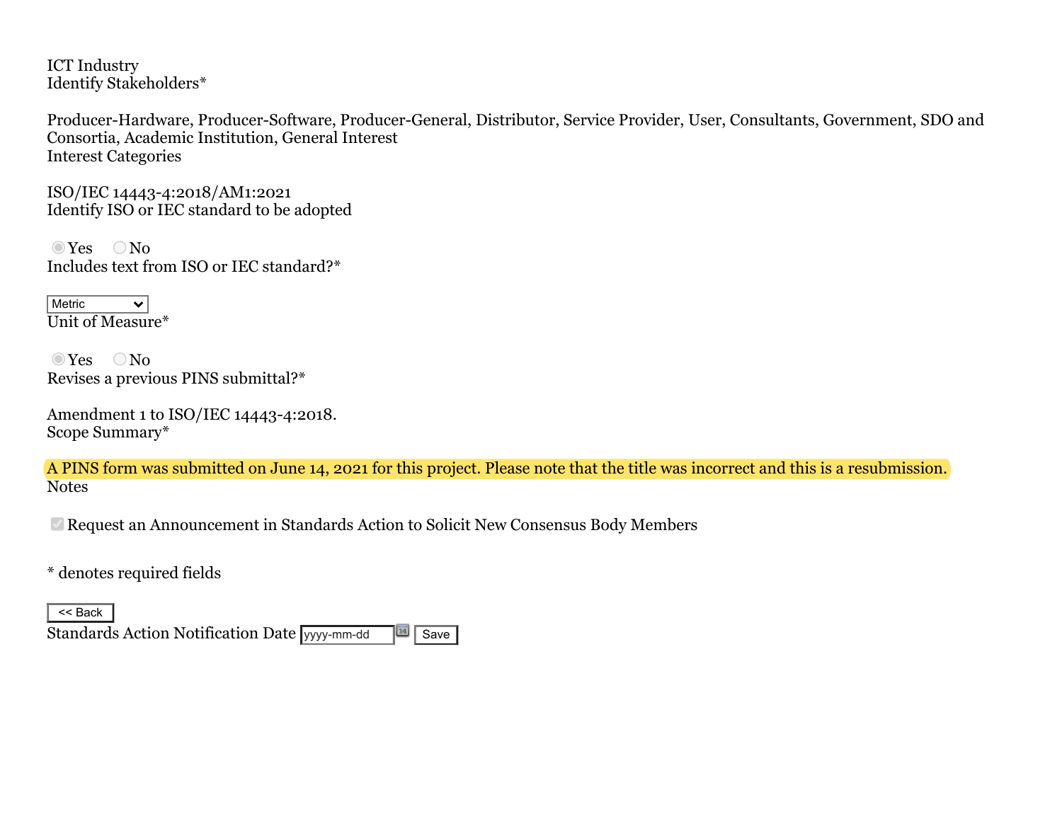ICT Industry
Identify Stakeholders*

Producer-Hardware, Producer-Software, Producer-General, Distributor, Service Provider, User, Consultants, Government, SDO and Consortia, Academic Institution, General Interest
Interest Categories

ISO/IEC 14443-4:2018/AM1:2021
Identify ISO or IEC standard to be adopted

(•) Yes ( ) No
Includes text from ISO or IEC standard?*

Metric
Unit of Measure*

(•) Yes ( ) No
Revises a previous PINS submittal?*

Amendment 1 to ISO/IEC 14443-4:2018.
Scope Summary*

A PINS form was submitted on June 14, 2021 for this project. Please note that the title was incorrect and this is a resubmission.
Notes

[x] Request an Announcement in Standards Action to Solicit New Consensus Body Members

* denotes required fields

<< Back

Standards Action Notification Date yyyy-mm-dd Save